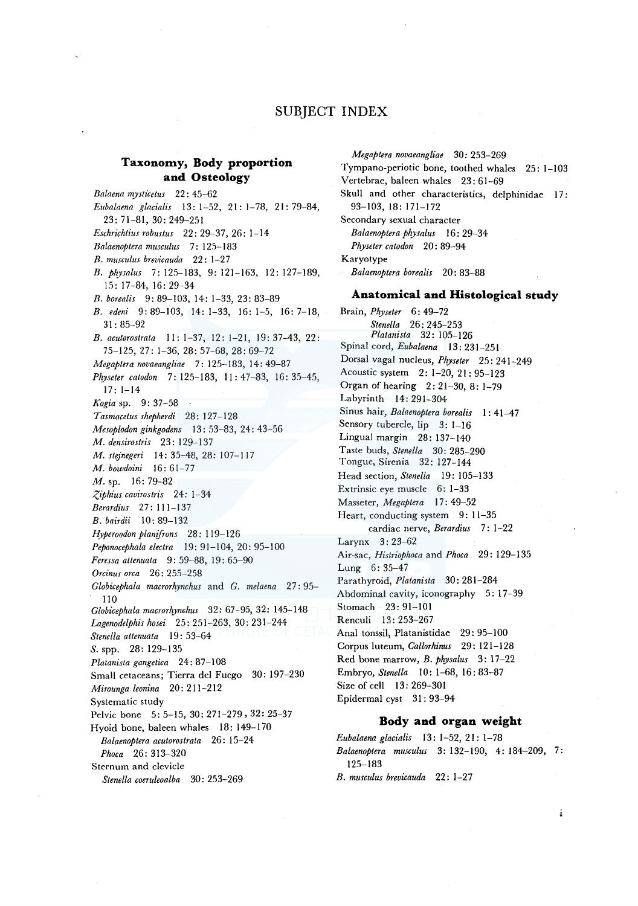# SUBJECT INDEX

## Taxonomy, Body proportion and Osteology

*Balaena mysticetus* 22: 45–62
*Eubalaena glacialis* 13: 1–52, 21: 1–78, 21: 79–84, 23: 71–81, 30: 249–251
*Eschrichtius robustus* 22: 29–37, 26: 1–14
*Balaenoptera musculus* 7: 125–183
*B. musculus brevicauda* 22: 1–27
*B. physalus* 7: 125–183, 9: 121–163, 12: 127–189, 15: 17–84, 16: 29–34
*B. borealis* 9: 89–103, 14: 1–33, 23: 83–89
*B. edeni* 9: 89–103, 14: 1–33, 16: 1–5, 16: 7–18, 31: 85–92
*B. acutorostrata* 11: 1–37, 12: 1–21, 19: 37–43, 22: 75–125, 27: 1–36, 28: 57–68, 28: 69–72
*Megaptera novaeangliae* 7: 125–183, 14: 49–87
*Physeter catodon* 7: 125–183, 11: 47–83, 16: 35–45, 17: 1–14
*Kogia* sp. 9: 37–58
*Tasmacetus shepherdi* 28: 127–128
*Mesoplodon ginkgodens* 13: 53–83, 24: 43–56
*M. densirostris* 23: 129–137
*M. stejnegeri* 14: 35–48, 28: 107–117
*M. bowdoini* 16: 61–77
*M.* sp. 16: 79–82
*Ziphius cavirostris* 24: 1–34
*Berardius* 27: 111–137
*B. bairdii* 10: 89–132
*Hyperoodon planifrons* 28: 119–126
*Peponocephala electra* 19: 91–104, 20: 95–100
*Feressa attenuata* 9: 59–88, 19: 65–90
*Orcinus orca* 26: 255–258
*Globicephala macrorhynchus* and *G. melaena* 27: 95–110
*Globicephala macrorhynchus* 32: 67–95, 32: 145–148
*Lagenodelphis hosei* 25: 251–263, 30: 231–244
*Stenella attenuata* 19: 53–64
*S.* spp. 28: 129–135
*Platanista gangetica* 24: 87–108
Small cetaceans; Tierra del Fuego 30: 197–230
*Mirounga leonina* 20: 211–212
Systematic study
Pelvic bone 5: 5–15, 30: 271–279, 32: 25–37
Hyoid bone, baleen whales 18: 149–170
*Balaenoptera acutorostrata* 26: 15–24
*Phoca* 26: 313–320
Sternum and clevicle
*Stenella coeruleoalba* 30: 253–269
*Megaptera novaeangliae* 30: 253–269
Tympano-periotic bone, toothed whales 25: 1–103
Vertebrae, baleen whales 23: 61–69
Skull and other characteristics, delphinidae 17: 93–103, 18: 171–172
Secondary sexual character
*Balaenoptera physalus* 16: 29–34
*Physeter catodon* 20: 89–94
Karyotype
*Balaenoptera borealis* 20: 83–88

## Anatomical and Histological study

Brain, *Physeter* 6: 49–72
*Stenella* 26: 245–253
*Platanista* 32: 105–126
Spinal cord, *Eubalaena* 13: 231–251
Dorsal vagal nucleus, *Physeter* 25: 241–249
Acoustic system 2: 1–20, 21: 95–123
Organ of hearing 2: 21–30, 8: 1–79
Labyrinth 14: 291–304
Sinus hair, *Balaenoptera borealis* 1: 41–47
Sensory tubercle, lip 3: 1–16
Lingual margin 28: 137–140
Taste buds, *Stenella* 30: 285–290
Tongue, Sirenia 32: 127–144
Head section, *Stenella* 19: 105–133
Extrinsic eye muscle 6: 1–33
Masseter, *Megaptera* 17: 49–52
Heart, conducting system 9: 11–35
cardiac nerve, *Berardius* 7: 1–22
Larynx 3: 23–62
Air-sac, *Histriophoca* and *Phoca* 29: 129–135
Lung 6: 35–47
Parathyroid, *Platanista* 30: 281–284
Abdominal cavity, iconography 5: 17–39
Stomach 23: 91–101
Renculi 13: 253–267
Anal tonssil, Platanistidae 29: 95–100
Corpus luteum, *Callorhinus* 29: 121–128
Red bone marrow, *B. physalus* 3: 17–22
Embryo, *Stenella* 10: 1–68, 16: 83–87
Size of cell 13: 269–301
Epidermal cyst 31: 93–94

## Body and organ weight

*Eubalaena glacialis* 13: 1–52, 21: 1–78
*Balaenoptera musculus* 3: 132–190, 4: 184–209, 7: 125–183
*B. musculus brevicauda* 22: 1–27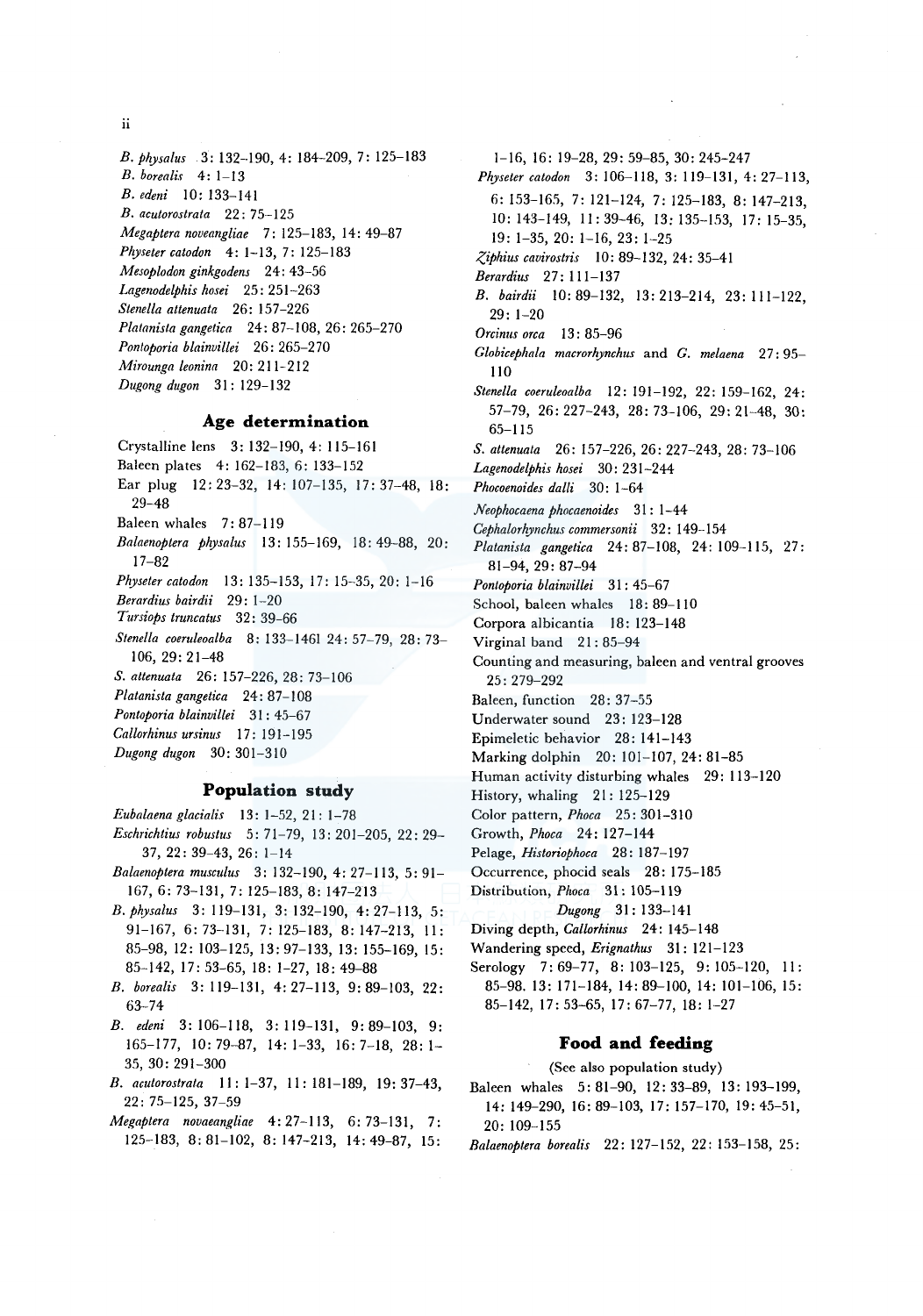*B. physalus* 3: 132–190, 4: 184–209, 7: 125–183
*B. borealis* 4: 1–13
*B. edeni* 10: 133–141
*B. acutorostrata* 22: 75–125
*Megaptera noveangliae* 7: 125–183, 14: 49–87
*Physeter catodon* 4: 1–13, 7: 125–183
*Mesoplodon ginkgodens* 24: 43–56
*Lagenodelphis hosei* 25: 251–263
*Stenella attenuata* 26: 157–226
*Platanista gangetica* 24: 87–108, 26: 265–270
*Pontoporia blainvillei* 26: 265–270
*Mirounga leonina* 20: 211–212
*Dugong dugon* 31: 129–132

## Age determination

Crystalline lens 3: 132–190, 4: 115–161
Baleen plates 4: 162–183, 6: 133–152
Ear plug 12: 23–32, 14: 107–135, 17: 37–48, 18: 29–48
Baleen whales 7: 87–119
*Balaenoptera physalus* 13: 155–169, 18: 49–88, 20: 17–82
*Physeter catodon* 13: 135–153, 17: 15–35, 20: 1–16
*Berardius bairdii* 29: 1–20
*Tursiops truncatus* 32: 39–66
*Stenella coeruleoalba* 8: 133–1461 24: 57–79, 28: 73–106, 29: 21–48
*S. attenuata* 26: 157–226, 28: 73–106
*Platanista gangetica* 24: 87–108
*Pontoporia blainvillei* 31: 45–67
*Callorhinus ursinus* 17: 191–195
*Dugong dugon* 30: 301–310

## Population study

*Eubalaena glacialis* 13: 1–52, 21: 1–78
*Eschrichtius robustus* 5: 71–79, 13: 201–205, 22: 29–37, 22: 39–43, 26: 1–14
*Balaenoptera musculus* 3: 132–190, 4: 27–113, 5: 91–167, 6: 73–131, 7: 125–183, 8: 147–213
*B. physalus* 3: 119–131, 3: 132–190, 4: 27–113, 5: 91–167, 6: 73–131, 7: 125–183, 8: 147–213, 11: 85–98, 12: 103–125, 13: 97–133, 13: 155–169, 15: 85–142, 17: 53–65, 18: 1–27, 18: 49–88
*B. borealis* 3: 119–131, 4: 27–113, 9: 89–103, 22: 63–74
*B. edeni* 3: 106–118, 3: 119–131, 9: 89–103, 9: 165–177, 10: 79–87, 14: 1–33, 16: 7–18, 28: 1–35, 30: 291–300
*B. acutorostrata* 11: 1–37, 11: 181–189, 19: 37–43, 22: 75–125, 37–59
*Megaptera novaeangliae* 4: 27–113, 6: 73–131, 7: 125–183, 8: 81–102, 8: 147–213, 14: 49–87, 15: 1–16, 16: 19–28, 29: 59–85, 30: 245–247
*Physeter catodon* 3: 106–118, 3: 119–131, 4: 27–113, 6: 153–165, 7: 121–124, 7: 125–183, 8: 147–213, 10: 143–149, 11: 39–46, 13: 135–153, 17: 15–35, 19: 1–35, 20: 1–16, 23: 1–25
*Ziphius cavirostris* 10: 89–132, 24: 35–41
*Berardius* 27: 111–137
*B. bairdii* 10: 89–132, 13: 213–214, 23: 111–122, 29: 1–20
*Orcinus orca* 13: 85–96
*Globicephala macrorhynchus* and *G. melaena* 27: 95–110
*Stenella coeruleoalba* 12: 191–192, 22: 159–162, 24: 57–79, 26: 227–243, 28: 73–106, 29: 21–48, 30: 65–115
*S. attenuata* 26: 157–226, 26: 227–243, 28: 73–106
*Lagenodelphis hosei* 30: 231–244
*Phocoenoides dalli* 30: 1–64
*Neophocaena phocaenoides* 31: 1–44
*Cephalorhynchus commersonii* 32: 149–154
*Platanista gangetica* 24: 87–108, 24: 109–115, 27: 81–94, 29: 87–94
*Pontoporia blainvillei* 31: 45–67
School, baleen whales 18: 89–110
Corpora albicantia 18: 123–148
Virginal band 21: 85–94
Counting and measuring, baleen and ventral grooves 25: 279–292
Baleen, function 28: 37–55
Underwater sound 23: 123–128
Epimeletic behavior 28: 141–143
Marking dolphin 20: 101–107, 24: 81–85
Human activity disturbing whales 29: 113–120
History, whaling 21: 125–129
Color pattern, *Phoca* 25: 301–310
Growth, *Phoca* 24: 127–144
Pelage, *Historiophoca* 28: 187–197
Occurrence, phocid seals 28: 175–185
Distribution, *Phoca* 31: 105–119
*Dugong* 31: 133–141
Diving depth, *Callorhinus* 24: 145–148
Wandering speed, *Erignathus* 31: 121–123
Serology 7: 69–77, 8: 103–125, 9: 105–120, 11: 85–98. 13: 171–184, 14: 89–100, 14: 101–106, 15: 85–142, 17: 53–65, 17: 67–77, 18: 1–27

## Food and feeding

(See also population study)

Baleen whales 5: 81–90, 12: 33–89, 13: 193–199, 14: 149–290, 16: 89–103, 17: 157–170, 19: 45–51, 20: 109–155
*Balaenoptera borealis* 22: 127–152, 22: 153–158, 25: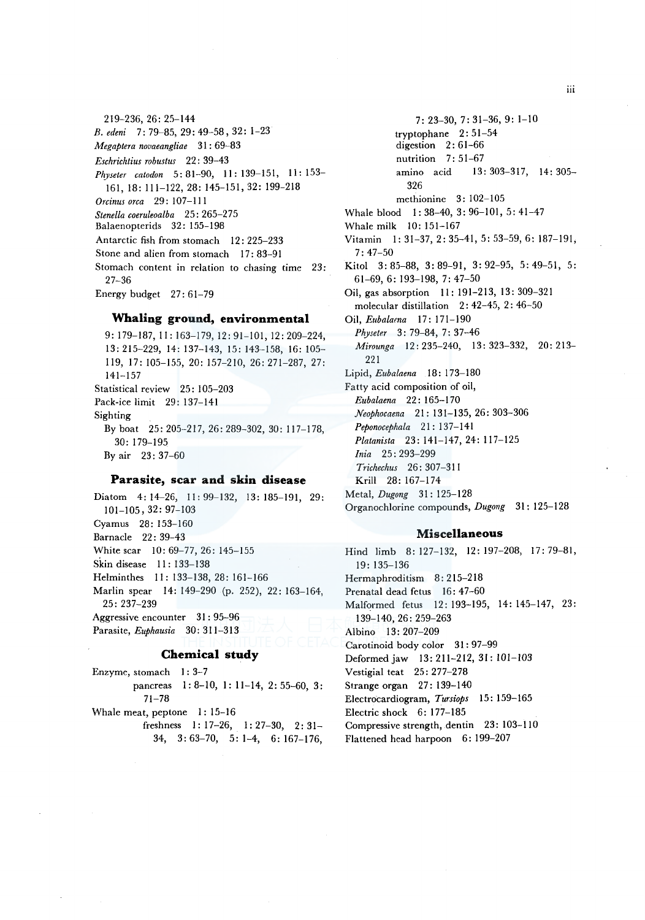219–236, 26: 25–144

*B. edeni* 7: 79–85, 29: 49–58, 32: 1–23

*Megaptera novaeangliae* 31: 69–83

*Eschrichtius robustus* 22: 39–43

*Physeter catodon* 5: 81–90, 11: 139–151, 11: 153–161, 18: 111–122, 28: 145–151, 32: 199–218

*Orcinus orca* 29: 107–111

*Stenella coeruleoalba* 25: 265–275

Balaenopterids 32: 155–198

Antarctic fish from stomach 12: 225–233

Stone and alien from stomach 17: 83–91

Stomach content in relation to chasing time 23: 27–36

Energy budget 27: 61–79

### Whaling ground, environmental

9: 179–187, 11: 163–179, 12: 91–101, 12: 209–224, 13: 215–229, 14: 137–143, 15: 143–158, 16: 105–119, 17: 105–155, 20: 157–210, 26: 271–287, 27: 141–157

Statistical review 25: 105–203

Pack-ice limit 29: 137–141

Sighting

- By boat 25: 205–217, 26: 289–302, 30: 117–178, 30: 179–195
- By air 23: 37–60

### Parasite, scar and skin disease

Diatom 4: 14–26, 11: 99–132, 13: 185–191, 29: 101–105, 32: 97–103

Cyamus 28: 153–160

Barnacle 22: 39–43

White scar 10: 69–77, 26: 145–155

Skin disease 11: 133–138

Helminthes 11: 133–138, 28: 161–166

Marlin spear 14: 149–290 (p. 252), 22: 163–164, 25: 237–239

Aggressive encounter 31: 95–96

Parasite, *Euphausia* 30: 311–313

### Chemical study

Enzyme, stomach 1: 3–7

- pancreas 1: 8–10, 1: 11–14, 2: 55–60, 3: 71–78

Whale meat, peptone 1: 15–16

- freshness 1: 17–26, 1: 27–30, 2: 31–34, 3: 63–70, 5: 1–4, 6: 167–176, 7: 23–30, 7: 31–36, 9: 1–10
- tryptophane 2: 51–54
- digestion 2: 61–66
- nutrition 7: 51–67
- amino acid 13: 303–317, 14: 305–326
- methionine 3: 102–105

Whale blood 1: 38–40, 3: 96–101, 5: 41–47

Whale milk 10: 151–167

Vitamin 1: 31–37, 2: 35–41, 5: 53–59, 6: 187–191, 7: 47–50

Kitol 3: 85–88, 3: 89–91, 3: 92–95, 5: 49–51, 5: 61–69, 6: 193–198, 7: 47–50

Oil, gas absorption 11: 191–213, 13: 309–321

- molecular distillation 2: 42–45, 2: 46–50

Oil, *Eubalaena* 17: 171–190

- *Physeter* 3: 79–84, 7: 37–46
- *Mirounga* 12: 235–240, 13: 323–332, 20: 213–221

Lipid, *Eubalaena* 18: 173–180

Fatty acid composition of oil,

- *Eubalaena* 22: 165–170
- *Neophocaena* 21: 131–135, 26: 303–306
- *Peponocephala* 21: 137–141
- *Platanista* 23: 141–147, 24: 117–125
- *Inia* 25: 293–299
- *Trichechus* 26: 307–311
- Krill 28: 167–174

Metal, *Dugong* 31: 125–128

Organochlorine compounds, *Dugong* 31: 125–128

### Miscellaneous

Hind limb 8: 127–132, 12: 197–208, 17: 79–81, 19: 135–136

Hermaphroditism 8: 215–218

Prenatal dead fetus 16: 47–60

Malformed fetus 12: 193–195, 14: 145–147, 23: 139–140, 26: 259–263

Albino 13: 207–209

Carotinoid body color 31: 97–99

Deformed jaw 13: 211–212, 31: 101–103

Vestigial teat 25: 277–278

Strange organ 27: 139–140

Electrocardiogram, *Tursiops* 15: 159–165

Electric shock 6: 177–185

Compressive strength, dentin 23: 103–110

Flattened head harpoon 6: 199–207